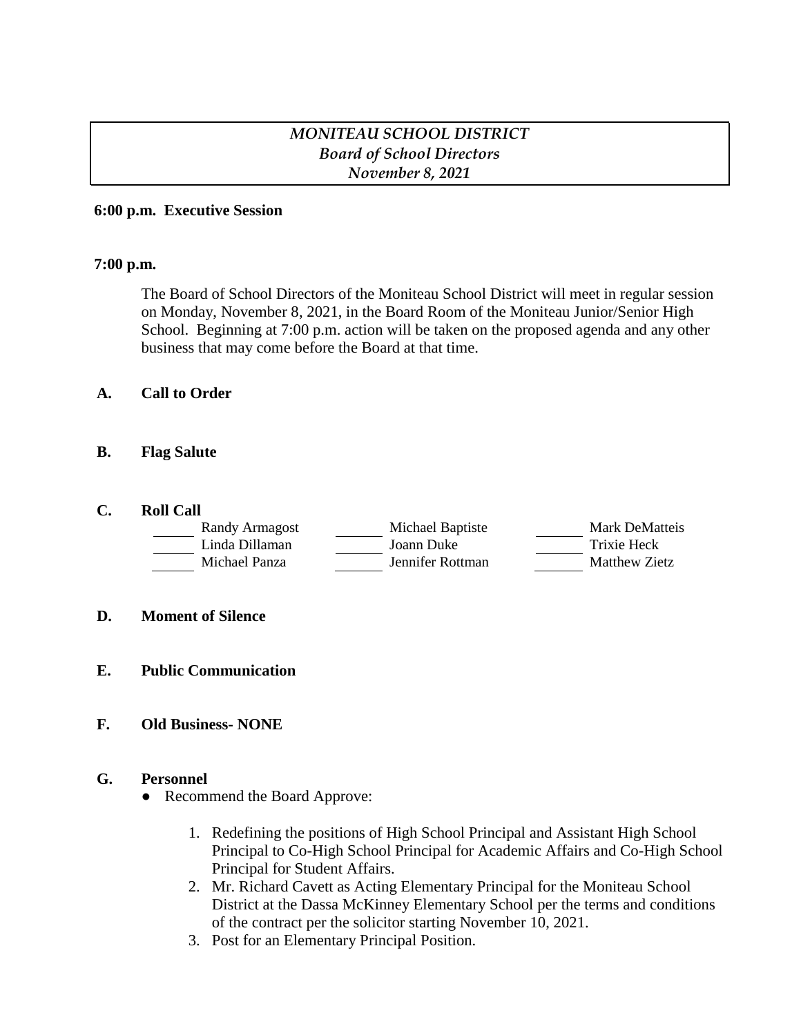*MONITEAU SCHOOL DISTRICT*
*Board of School Directors*
*November 8, 2021*

**6:00 p.m. Executive Session**

**7:00 p.m.**

The Board of School Directors of the Moniteau School District will meet in regular session on Monday, November 8, 2021, in the Board Room of the Moniteau Junior/Senior High School. Beginning at 7:00 p.m. action will be taken on the proposed agenda and any other business that may come before the Board at that time.

**A. Call to Order**

**B. Flag Salute**

**C. Roll Call**

| | | |
|---|---|---|
| ______ Randy Armagost | ______ Michael Baptiste | ______ Mark DeMatteis |
| ______ Linda Dillaman | ______ Joann Duke | ______ Trixie Heck |
| ______ Michael Panza | ______ Jennifer Rottman | ______ Matthew Zietz |

**D. Moment of Silence**

**E. Public Communication**

**F. Old Business- NONE**

**G. Personnel**

- Recommend the Board Approve:

    1. Redefining the positions of High School Principal and Assistant High School Principal to Co-High School Principal for Academic Affairs and Co-High School Principal for Student Affairs.
    2. Mr. Richard Cavett as Acting Elementary Principal for the Moniteau School District at the Dassa McKinney Elementary School per the terms and conditions of the contract per the solicitor starting November 10, 2021.
    3. Post for an Elementary Principal Position.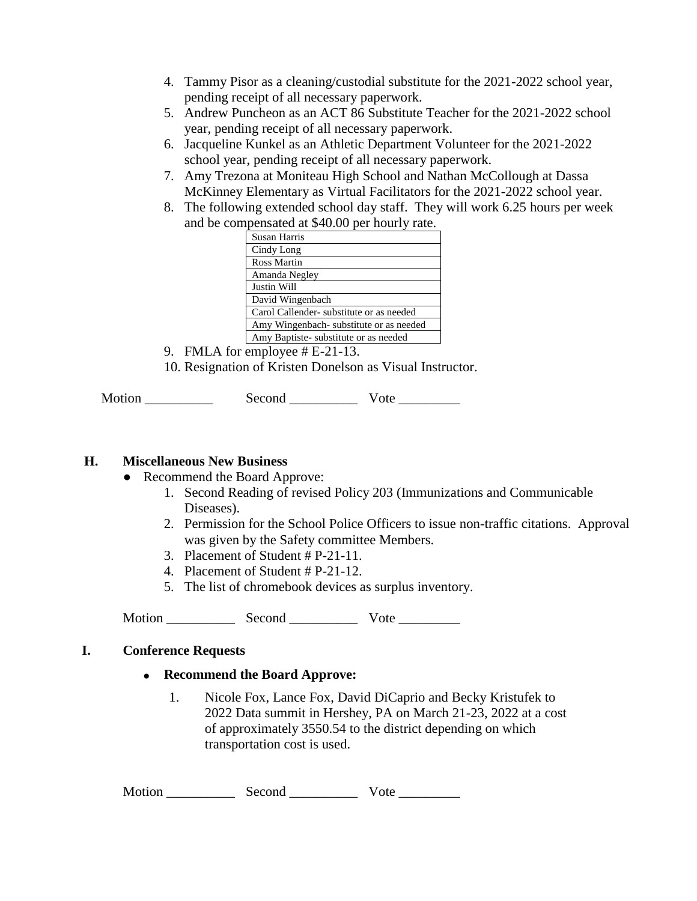4. Tammy Pisor as a cleaning/custodial substitute for the 2021-2022 school year, pending receipt of all necessary paperwork.
5. Andrew Puncheon as an ACT 86 Substitute Teacher for the 2021-2022 school year, pending receipt of all necessary paperwork.
6. Jacqueline Kunkel as an Athletic Department Volunteer for the 2021-2022 school year, pending receipt of all necessary paperwork.
7. Amy Trezona at Moniteau High School and Nathan McCollough at Dassa McKinney Elementary as Virtual Facilitators for the 2021-2022 school year.
8. The following extended school day staff. They will work 6.25 hours per week and be compensated at $40.00 per hourly rate.

| |
|---|
| Susan Harris |
| Cindy Long |
| Ross Martin |
| Amanda Negley |
| Justin Will |
| David Wingenbach |
| Carol Callender- substitute or as needed |
| Amy Wingenbach- substitute or as needed |
| Amy Baptiste- substitute or as needed |

9. FMLA for employee # E-21-13.
10. Resignation of Kristen Donelson as Visual Instructor.

Motion __________ Second __________ Vote _________

## H. Miscellaneous New Business

- Recommend the Board Approve:
  1. Second Reading of revised Policy 203 (Immunizations and Communicable Diseases).
  2. Permission for the School Police Officers to issue non-traffic citations. Approval was given by the Safety committee Members.
  3. Placement of Student # P-21-11.
  4. Placement of Student # P-21-12.
  5. The list of chromebook devices as surplus inventory.

Motion __________ Second __________ Vote _________

## I. Conference Requests

- **Recommend the Board Approve:**
  1. Nicole Fox, Lance Fox, David DiCaprio and Becky Kristufek to 2022 Data summit in Hershey, PA on March 21-23, 2022 at a cost of approximately 3550.54 to the district depending on which transportation cost is used.

Motion __________ Second __________ Vote _________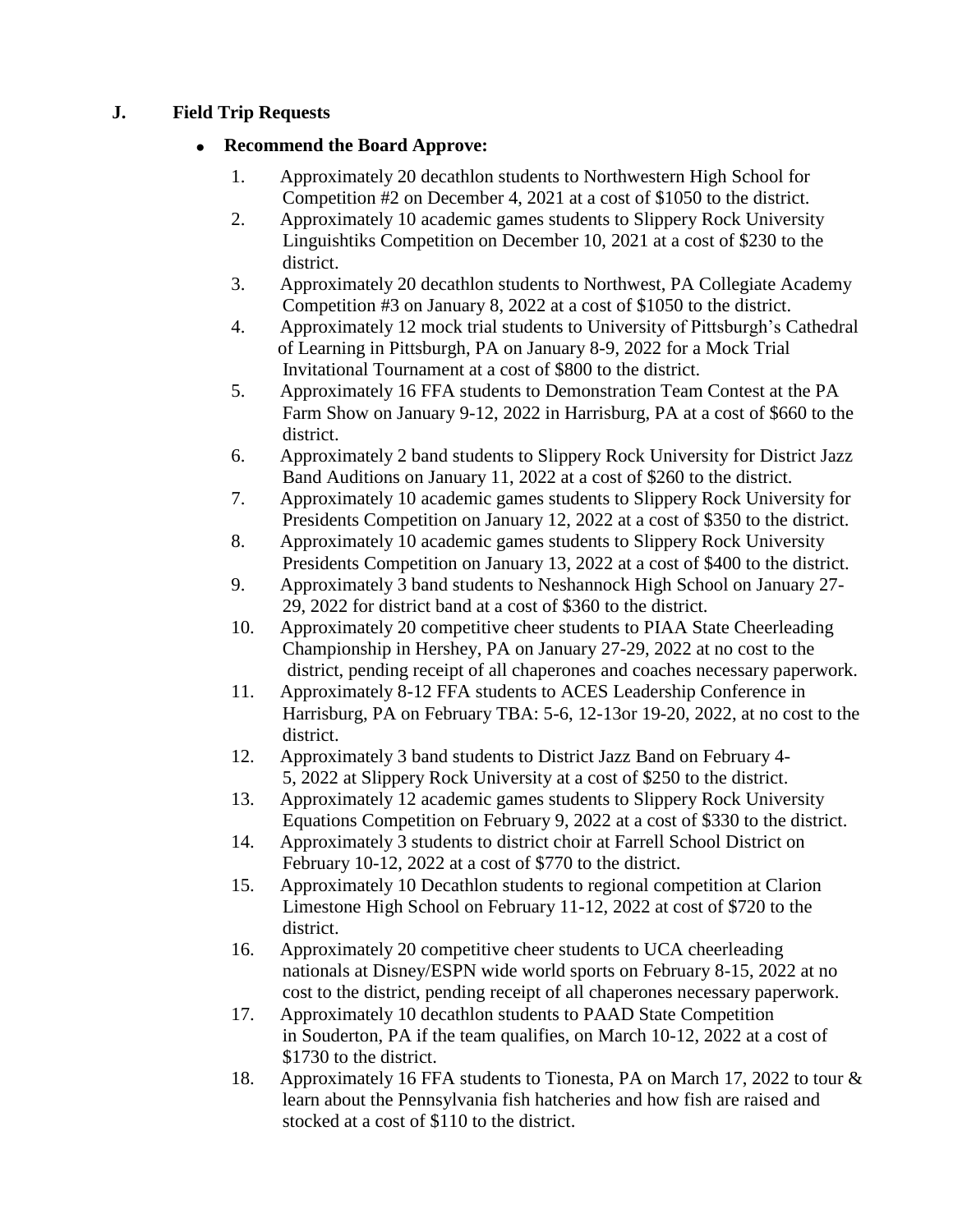## J. Field Trip Requests

- **Recommend the Board Approve:**

1. Approximately 20 decathlon students to Northwestern High School for Competition #2 on December 4, 2021 at a cost of $1050 to the district.
2. Approximately 10 academic games students to Slippery Rock University Linguishtiks Competition on December 10, 2021 at a cost of $230 to the district.
3. Approximately 20 decathlon students to Northwest, PA Collegiate Academy Competition #3 on January 8, 2022 at a cost of $1050 to the district.
4. Approximately 12 mock trial students to University of Pittsburgh's Cathedral of Learning in Pittsburgh, PA on January 8-9, 2022 for a Mock Trial Invitational Tournament at a cost of $800 to the district.
5. Approximately 16 FFA students to Demonstration Team Contest at the PA Farm Show on January 9-12, 2022 in Harrisburg, PA at a cost of $660 to the district.
6. Approximately 2 band students to Slippery Rock University for District Jazz Band Auditions on January 11, 2022 at a cost of $260 to the district.
7. Approximately 10 academic games students to Slippery Rock University for Presidents Competition on January 12, 2022 at a cost of $350 to the district.
8. Approximately 10 academic games students to Slippery Rock University Presidents Competition on January 13, 2022 at a cost of $400 to the district.
9. Approximately 3 band students to Neshannock High School on January 27-29, 2022 for district band at a cost of $360 to the district.
10. Approximately 20 competitive cheer students to PIAA State Cheerleading Championship in Hershey, PA on January 27-29, 2022 at no cost to the district, pending receipt of all chaperones and coaches necessary paperwork.
11. Approximately 8-12 FFA students to ACES Leadership Conference in Harrisburg, PA on February TBA: 5-6, 12-13or 19-20, 2022, at no cost to the district.
12. Approximately 3 band students to District Jazz Band on February 4-5, 2022 at Slippery Rock University at a cost of $250 to the district.
13. Approximately 12 academic games students to Slippery Rock University Equations Competition on February 9, 2022 at a cost of $330 to the district.
14. Approximately 3 students to district choir at Farrell School District on February 10-12, 2022 at a cost of $770 to the district.
15. Approximately 10 Decathlon students to regional competition at Clarion Limestone High School on February 11-12, 2022 at cost of $720 to the district.
16. Approximately 20 competitive cheer students to UCA cheerleading nationals at Disney/ESPN wide world sports on February 8-15, 2022 at no cost to the district, pending receipt of all chaperones necessary paperwork.
17. Approximately 10 decathlon students to PAAD State Competition in Souderton, PA if the team qualifies, on March 10-12, 2022 at a cost of $1730 to the district.
18. Approximately 16 FFA students to Tionesta, PA on March 17, 2022 to tour & learn about the Pennsylvania fish hatcheries and how fish are raised and stocked at a cost of $110 to the district.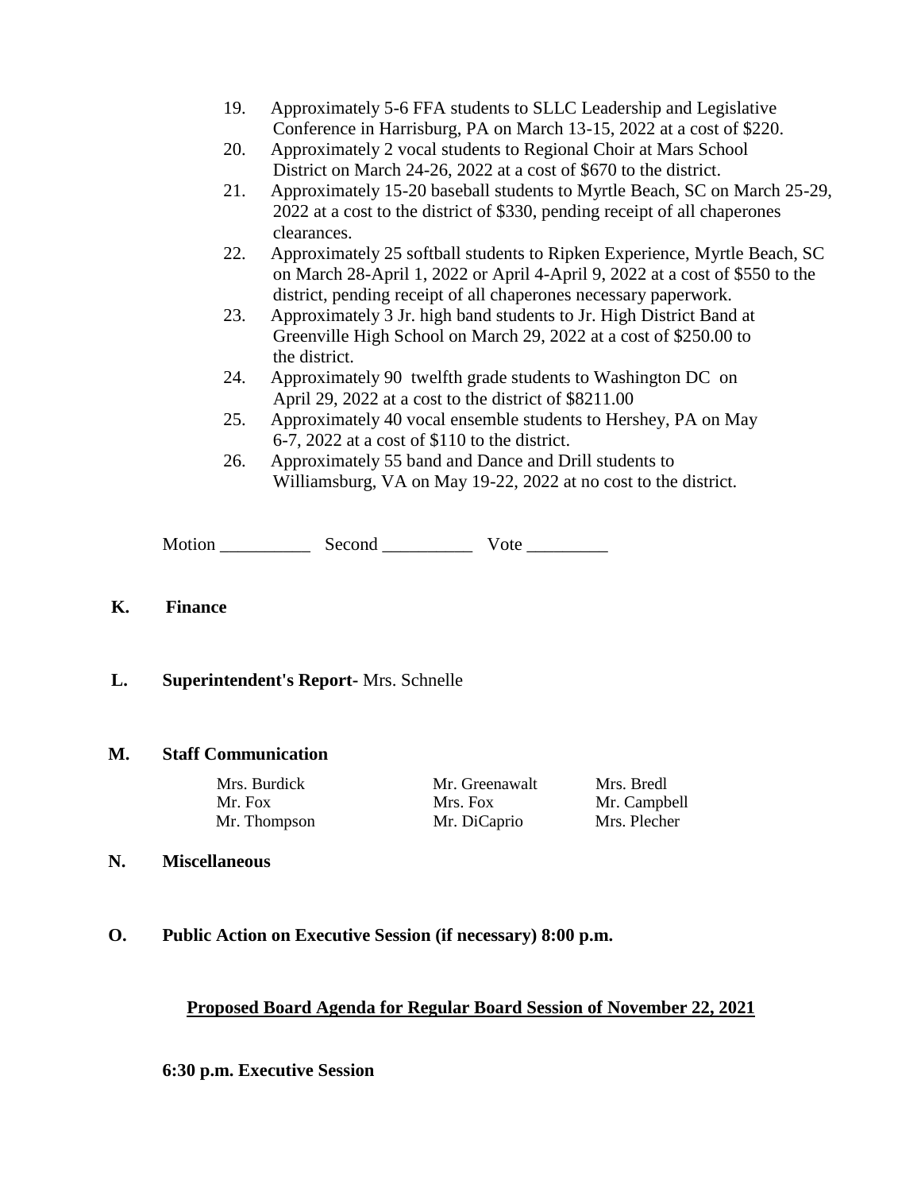19. Approximately 5-6 FFA students to SLLC Leadership and Legislative Conference in Harrisburg, PA on March 13-15, 2022 at a cost of $220.
20. Approximately 2 vocal students to Regional Choir at Mars School District on March 24-26, 2022 at a cost of $670 to the district.
21. Approximately 15-20 baseball students to Myrtle Beach, SC on March 25-29, 2022 at a cost to the district of $330, pending receipt of all chaperones clearances.
22. Approximately 25 softball students to Ripken Experience, Myrtle Beach, SC on March 28-April 1, 2022 or April 4-April 9, 2022 at a cost of $550 to the district, pending receipt of all chaperones necessary paperwork.
23. Approximately 3 Jr. high band students to Jr. High District Band at Greenville High School on March 29, 2022 at a cost of $250.00 to the district.
24. Approximately 90 twelfth grade students to Washington DC on April 29, 2022 at a cost to the district of $8211.00
25. Approximately 40 vocal ensemble students to Hershey, PA on May 6-7, 2022 at a cost of $110 to the district.
26. Approximately 55 band and Dance and Drill students to Williamsburg, VA on May 19-22, 2022 at no cost to the district.

Motion __________ Second __________ Vote _________

**K. Finance**

**L. Superintendent's Report-** Mrs. Schnelle

**M. Staff Communication**

| | | |
|---|---|---|
| Mrs. Burdick | Mr. Greenawalt | Mrs. Bredl |
| Mr. Fox | Mrs. Fox | Mr. Campbell |
| Mr. Thompson | Mr. DiCaprio | Mrs. Plecher |

**N. Miscellaneous**

**O. Public Action on Executive Session (if necessary) 8:00 p.m.**

**Proposed Board Agenda for Regular Board Session of November 22, 2021**

**6:30 p.m. Executive Session**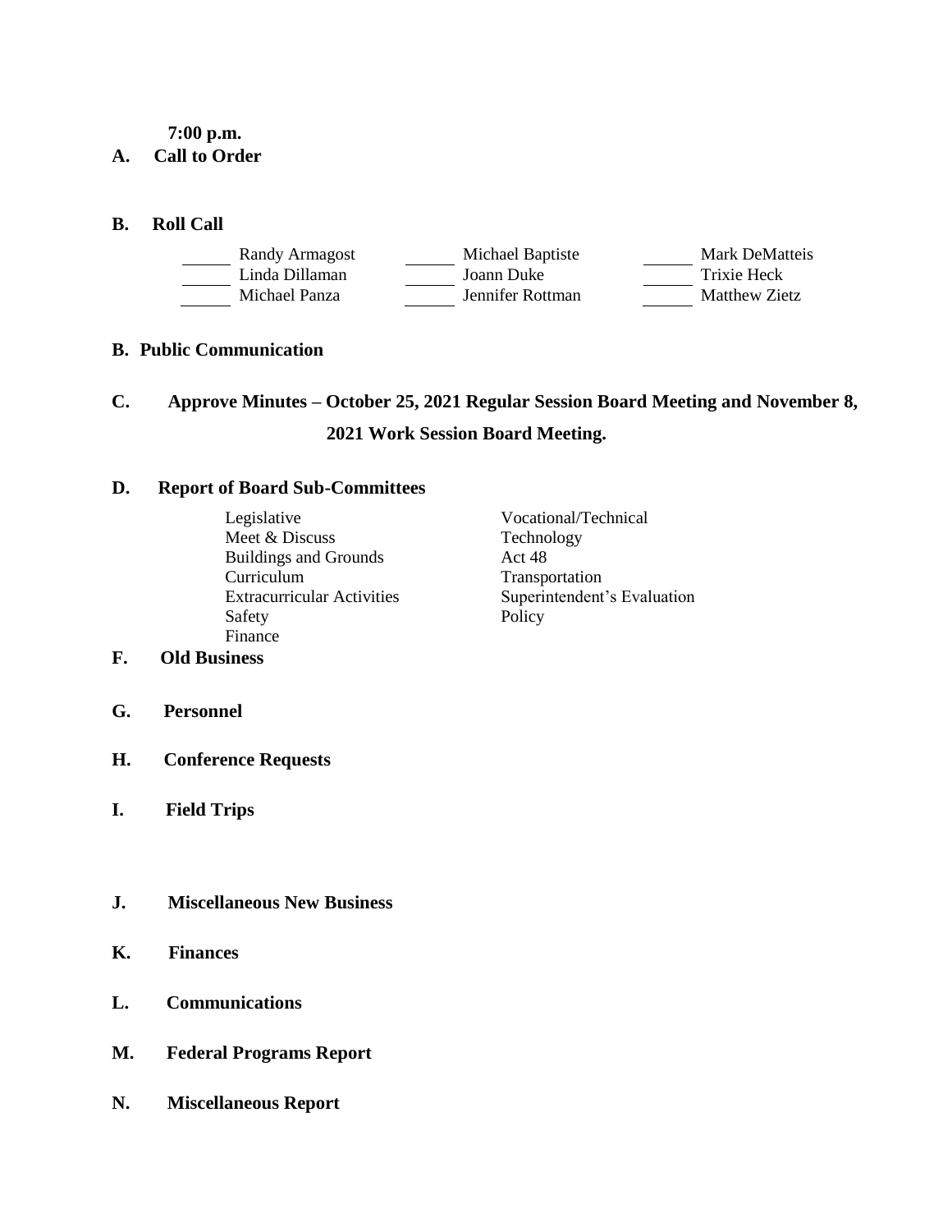**7:00 p.m.**

**A. Call to Order**

**B. Roll Call**

| | | |
|---|---|---|
| ______ Randy Armagost | ______ Michael Baptiste | ______ Mark DeMatteis |
| ______ Linda Dillaman | ______ Joann Duke | ______ Trixie Heck |
| ______ Michael Panza | ______ Jennifer Rottman | ______ Matthew Zietz |

**B. Public Communication**

**C. Approve Minutes – October 25, 2021 Regular Session Board Meeting and November 8, 2021 Work Session Board Meeting.**

**D. Report of Board Sub-Committees**

- Legislative
- Meet & Discuss
- Buildings and Grounds
- Curriculum
- Extracurricular Activities
- Safety
- Finance
- Vocational/Technical
- Technology
- Act 48
- Transportation
- Superintendent's Evaluation
- Policy

**F. Old Business**

**G. Personnel**

**H. Conference Requests**

**I. Field Trips**

**J. Miscellaneous New Business**

**K. Finances**

**L. Communications**

**M. Federal Programs Report**

**N. Miscellaneous Report**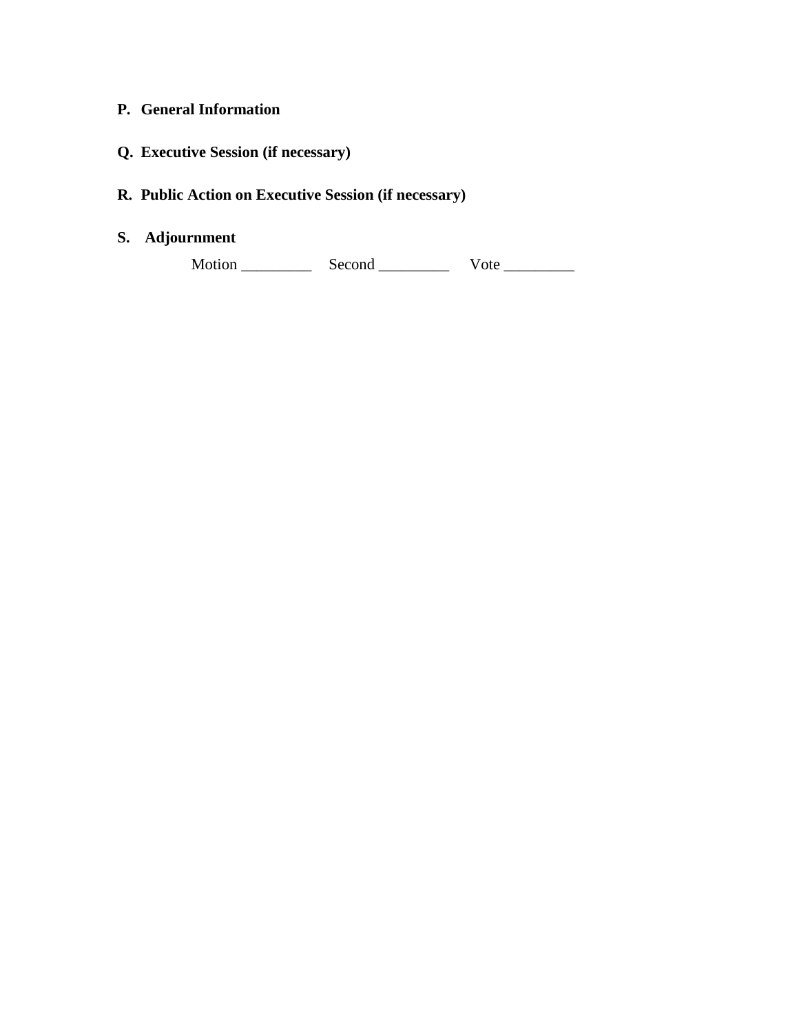**P. General Information**

**Q. Executive Session (if necessary)**

**R. Public Action on Executive Session (if necessary)**

**S. Adjournment**

Motion _________ Second _________ Vote _________